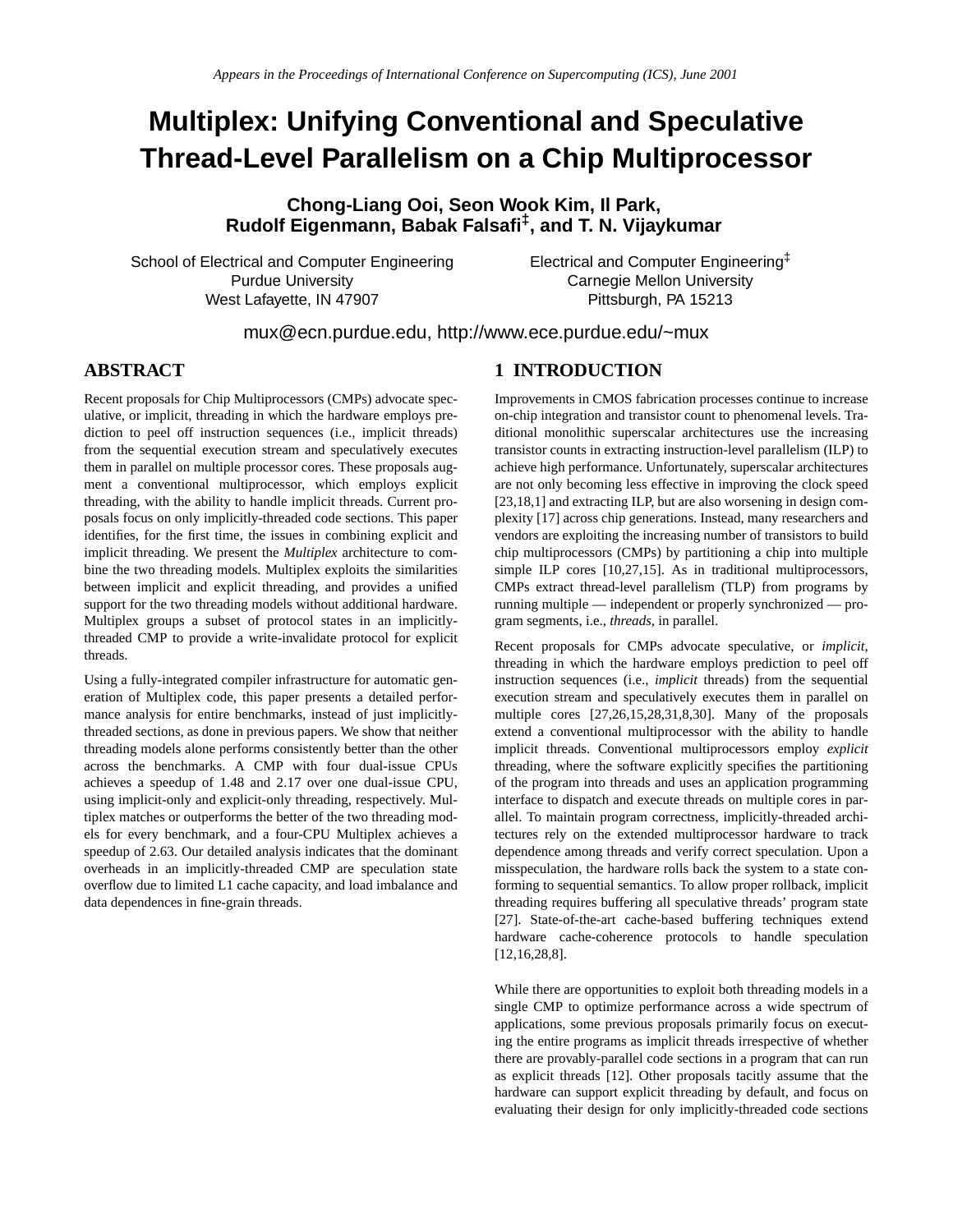*Appears in the Proceedings of International Conference on Supercomputing (ICS), June 2001*

# Multiplex: Unifying Conventional and Speculative Thread-Level Parallelism on a Chip Multiprocessor

**Chong-Liang Ooi, Seon Wook Kim, Il Park, Rudolf Eigenmann, Babak Falsafi[‡], and T. N. Vijaykumar**

School of Electrical and Computer Engineering
Purdue University
West Lafayette, IN 47907

Electrical and Computer Engineering[‡]
Carnegie Mellon University
Pittsburgh, PA 15213

mux@ecn.purdue.edu, http://www.ece.purdue.edu/~mux

## ABSTRACT

Recent proposals for Chip Multiprocessors (CMPs) advocate speculative, or implicit, threading in which the hardware employs prediction to peel off instruction sequences (i.e., implicit threads) from the sequential execution stream and speculatively executes them in parallel on multiple processor cores. These proposals augment a conventional multiprocessor, which employs explicit threading, with the ability to handle implicit threads. Current proposals focus on only implicitly-threaded code sections. This paper identifies, for the first time, the issues in combining explicit and implicit threading. We present the *Multiplex* architecture to combine the two threading models. Multiplex exploits the similarities between implicit and explicit threading, and provides a unified support for the two threading models without additional hardware. Multiplex groups a subset of protocol states in an implicitly-threaded CMP to provide a write-invalidate protocol for explicit threads.

Using a fully-integrated compiler infrastructure for automatic generation of Multiplex code, this paper presents a detailed performance analysis for entire benchmarks, instead of just implicitly-threaded sections, as done in previous papers. We show that neither threading models alone performs consistently better than the other across the benchmarks. A CMP with four dual-issue CPUs achieves a speedup of 1.48 and 2.17 over one dual-issue CPU, using implicit-only and explicit-only threading, respectively. Multiplex matches or outperforms the better of the two threading models for every benchmark, and a four-CPU Multiplex achieves a speedup of 2.63. Our detailed analysis indicates that the dominant overheads in an implicitly-threaded CMP are speculation state overflow due to limited L1 cache capacity, and load imbalance and data dependences in fine-grain threads.

## 1 INTRODUCTION

Improvements in CMOS fabrication processes continue to increase on-chip integration and transistor count to phenomenal levels. Traditional monolithic superscalar architectures use the increasing transistor counts in extracting instruction-level parallelism (ILP) to achieve high performance. Unfortunately, superscalar architectures are not only becoming less effective in improving the clock speed [23,18,1] and extracting ILP, but are also worsening in design complexity [17] across chip generations. Instead, many researchers and vendors are exploiting the increasing number of transistors to build chip multiprocessors (CMPs) by partitioning a chip into multiple simple ILP cores [10,27,15]. As in traditional multiprocessors, CMPs extract thread-level parallelism (TLP) from programs by running multiple — independent or properly synchronized — program segments, i.e., *threads*, in parallel.

Recent proposals for CMPs advocate speculative, or *implicit*, threading in which the hardware employs prediction to peel off instruction sequences (i.e., *implicit* threads) from the sequential execution stream and speculatively executes them in parallel on multiple cores [27,26,15,28,31,8,30]. Many of the proposals extend a conventional multiprocessor with the ability to handle implicit threads. Conventional multiprocessors employ *explicit* threading, where the software explicitly specifies the partitioning of the program into threads and uses an application programming interface to dispatch and execute threads on multiple cores in parallel. To maintain program correctness, implicitly-threaded architectures rely on the extended multiprocessor hardware to track dependence among threads and verify correct speculation. Upon a misspeculation, the hardware rolls back the system to a state conforming to sequential semantics. To allow proper rollback, implicit threading requires buffering all speculative threads' program state [27]. State-of-the-art cache-based buffering techniques extend hardware cache-coherence protocols to handle speculation [12,16,28,8].

While there are opportunities to exploit both threading models in a single CMP to optimize performance across a wide spectrum of applications, some previous proposals primarily focus on executing the entire programs as implicit threads irrespective of whether there are provably-parallel code sections in a program that can run as explicit threads [12]. Other proposals tacitly assume that the hardware can support explicit threading by default, and focus on evaluating their design for only implicitly-threaded code sections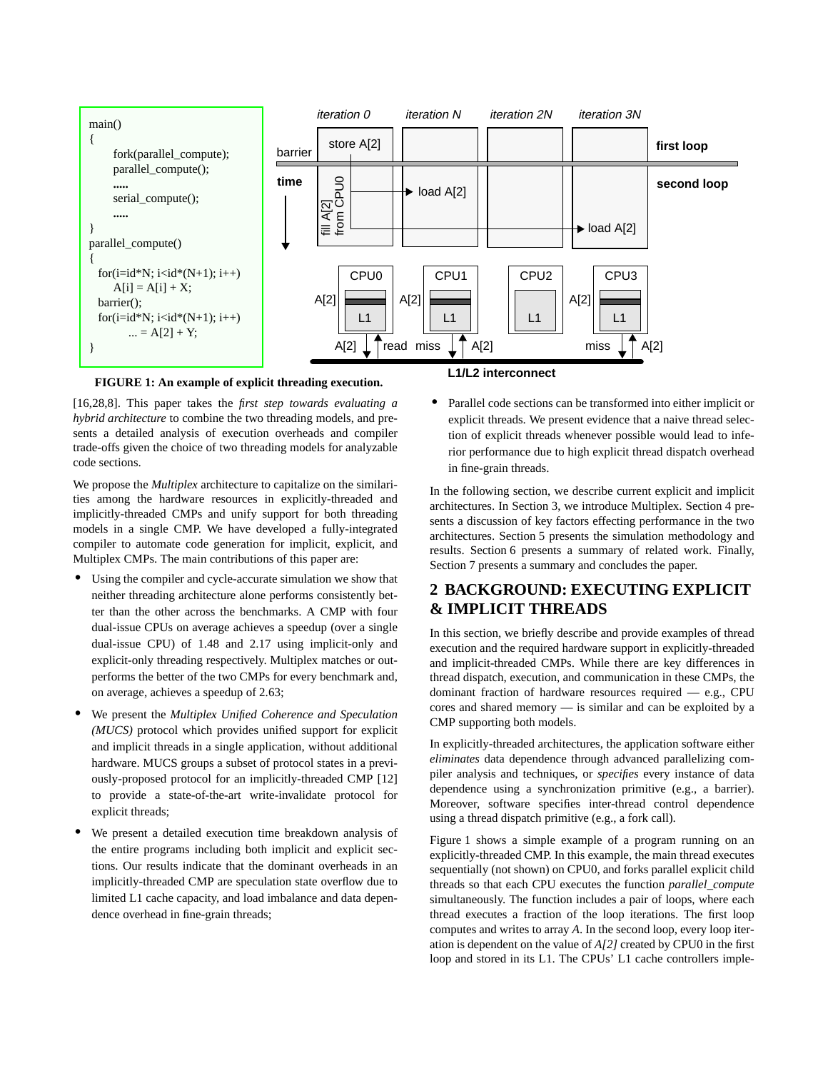```
main()
{
      fork(parallel_compute);
      parallel_compute();
      .....
      serial_compute();
      .....
}
parallel_compute()
{
   for(i=id*N; i<id*(N+1); i++)
      A[i] = A[i] + X;
   barrier();
   for(i=id*N; i<id*(N+1); i++)
         ... = A[2] + Y;
}
```

**FIGURE 1: An example of explicit threading execution.**

[16,28,8]. This paper takes the *first step towards evaluating a hybrid architecture* to combine the two threading models, and presents a detailed analysis of execution overheads and compiler trade-offs given the choice of two threading models for analyzable code sections.

We propose the *Multiplex* architecture to capitalize on the similarities among the hardware resources in explicitly-threaded and implicitly-threaded CMPs and unify support for both threading models in a single CMP. We have developed a fully-integrated compiler to automate code generation for implicit, explicit, and Multiplex CMPs. The main contributions of this paper are:

- Using the compiler and cycle-accurate simulation we show that neither threading architecture alone performs consistently better than the other across the benchmarks. A CMP with four dual-issue CPUs on average achieves a speedup (over a single dual-issue CPU) of 1.48 and 2.17 using implicit-only and explicit-only threading respectively. Multiplex matches or outperforms the better of the two CMPs for every benchmark and, on average, achieves a speedup of 2.63;
- We present the *Multiplex Unified Coherence and Speculation (MUCS)* protocol which provides unified support for explicit and implicit threads in a single application, without additional hardware. MUCS groups a subset of protocol states in a previously-proposed protocol for an implicitly-threaded CMP [12] to provide a state-of-the-art write-invalidate protocol for explicit threads;
- We present a detailed execution time breakdown analysis of the entire programs including both implicit and explicit sections. Our results indicate that the dominant overheads in an implicitly-threaded CMP are speculation state overflow due to limited L1 cache capacity, and load imbalance and data dependence overhead in fine-grain threads;
- Parallel code sections can be transformed into either implicit or explicit threads. We present evidence that a naive thread selection of explicit threads whenever possible would lead to inferior performance due to high explicit thread dispatch overhead in fine-grain threads.

In the following section, we describe current explicit and implicit architectures. In Section 3, we introduce Multiplex. Section 4 presents a discussion of key factors effecting performance in the two architectures. Section 5 presents the simulation methodology and results. Section 6 presents a summary of related work. Finally, Section 7 presents a summary and concludes the paper.

## 2 BACKGROUND: EXECUTING EXPLICIT & IMPLICIT THREADS

In this section, we briefly describe and provide examples of thread execution and the required hardware support in explicitly-threaded and implicit-threaded CMPs. While there are key differences in thread dispatch, execution, and communication in these CMPs, the dominant fraction of hardware resources required — e.g., CPU cores and shared memory — is similar and can be exploited by a CMP supporting both models.

In explicitly-threaded architectures, the application software either *eliminates* data dependence through advanced parallelizing compiler analysis and techniques, or *specifies* every instance of data dependence using a synchronization primitive (e.g., a barrier). Moreover, software specifies inter-thread control dependence using a thread dispatch primitive (e.g., a fork call).

Figure 1 shows a simple example of a program running on an explicitly-threaded CMP. In this example, the main thread executes sequentially (not shown) on CPU0, and forks parallel explicit child threads so that each CPU executes the function *parallel_compute* simultaneously. The function includes a pair of loops, where each thread executes a fraction of the loop iterations. The first loop computes and writes to array *A*. In the second loop, every loop iteration is dependent on the value of *A[2]* created by CPU0 in the first loop and stored in its L1. The CPUs' L1 cache controllers imple-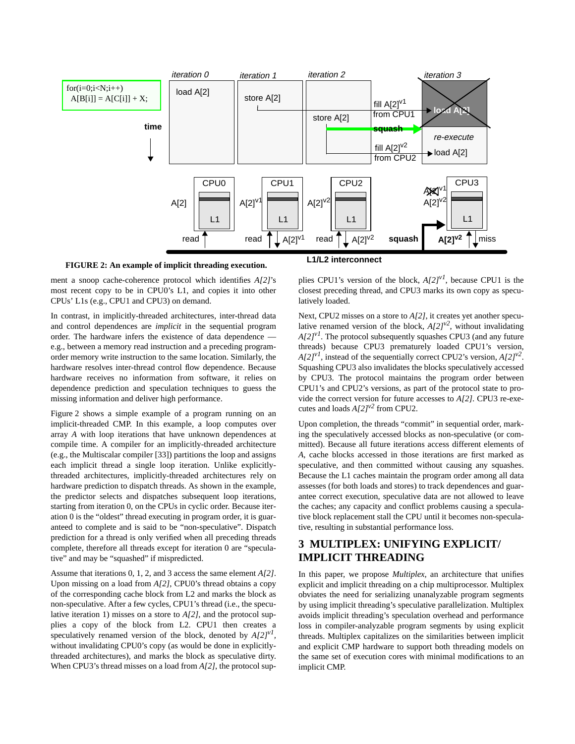FIGURE 2: An example of implicit threading execution.

ment a snoop cache-coherence protocol which identifies *A[2]*'s most recent copy to be in CPU0's L1, and copies it into other CPUs' L1s (e.g., CPU1 and CPU3) on demand.

In contrast, in implicitly-threaded architectures, inter-thread data and control dependences are *implicit* in the sequential program order. The hardware infers the existence of data dependence — e.g., between a memory read instruction and a preceding program-order memory write instruction to the same location. Similarly, the hardware resolves inter-thread control flow dependence. Because hardware receives no information from software, it relies on dependence prediction and speculation techniques to guess the missing information and deliver high performance.

Figure 2 shows a simple example of a program running on an implicit-threaded CMP. In this example, a loop computes over array *A* with loop iterations that have unknown dependences at compile time. A compiler for an implicitly-threaded architecture (e.g., the Multiscalar compiler [33]) partitions the loop and assigns each implicit thread a single loop iteration. Unlike explicitly-threaded architectures, implicitly-threaded architectures rely on hardware prediction to dispatch threads. As shown in the example, the predictor selects and dispatches subsequent loop iterations, starting from iteration 0, on the CPUs in cyclic order. Because iteration 0 is the "oldest" thread executing in program order, it is guaranteed to complete and is said to be "non-speculative". Dispatch prediction for a thread is only verified when all preceding threads complete, therefore all threads except for iteration 0 are "speculative" and may be "squashed" if mispredicted.

Assume that iterations 0, 1, 2, and 3 access the same element *A[2]*. Upon missing on a load from *A[2]*, CPU0's thread obtains a copy of the corresponding cache block from L2 and marks the block as non-speculative. After a few cycles, CPU1's thread (i.e., the speculative iteration 1) misses on a store to *A[2]*, and the protocol supplies a copy of the block from L2. CPU1 then creates a speculatively renamed version of the block, denoted by $A[2]^{v1}$, without invalidating CPU0's copy (as would be done in explicitly-threaded architectures), and marks the block as speculative dirty. When CPU3's thread misses on a load from *A[2]*, the protocol supplies CPU1's version of the block, $A[2]^{v1}$, because CPU1 is the closest preceding thread, and CPU3 marks its own copy as speculatively loaded.

Next, CPU2 misses on a store to *A[2]*, it creates yet another speculative renamed version of the block, $A[2]^{v2}$, without invalidating $A[2]^{v1}$. The protocol subsequently squashes CPU3 (and any future threads) because CPU3 prematurely loaded CPU1's version, $A[2]^{v1}$, instead of the sequentially correct CPU2's version, $A[2]^{v2}$. Squashing CPU3 also invalidates the blocks speculatively accessed by CPU3. The protocol maintains the program order between CPU1's and CPU2's versions, as part of the protocol state to provide the correct version for future accesses to *A[2]*. CPU3 re-executes and loads $A[2]^{v2}$ from CPU2.

Upon completion, the threads "commit" in sequential order, marking the speculatively accessed blocks as non-speculative (or committed). Because all future iterations access different elements of *A*, cache blocks accessed in those iterations are first marked as speculative, and then committed without causing any squashes. Because the L1 caches maintain the program order among all data assesses (for both loads and stores) to track dependences and guarantee correct execution, speculative data are not allowed to leave the caches; any capacity and conflict problems causing a speculative block replacement stall the CPU until it becomes non-speculative, resulting in substantial performance loss.

# 3 MULTIPLEX: UNIFYING EXPLICIT/IMPLICIT THREADING

In this paper, we propose *Multiplex*, an architecture that unifies explicit and implicit threading on a chip multiprocessor. Multiplex obviates the need for serializing unanalyzable program segments by using implicit threading's speculative parallelization. Multiplex avoids implicit threading's speculation overhead and performance loss in compiler-analyzable program segments by using explicit threads. Multiplex capitalizes on the similarities between implicit and explicit CMP hardware to support both threading models on the same set of execution cores with minimal modifications to an implicit CMP.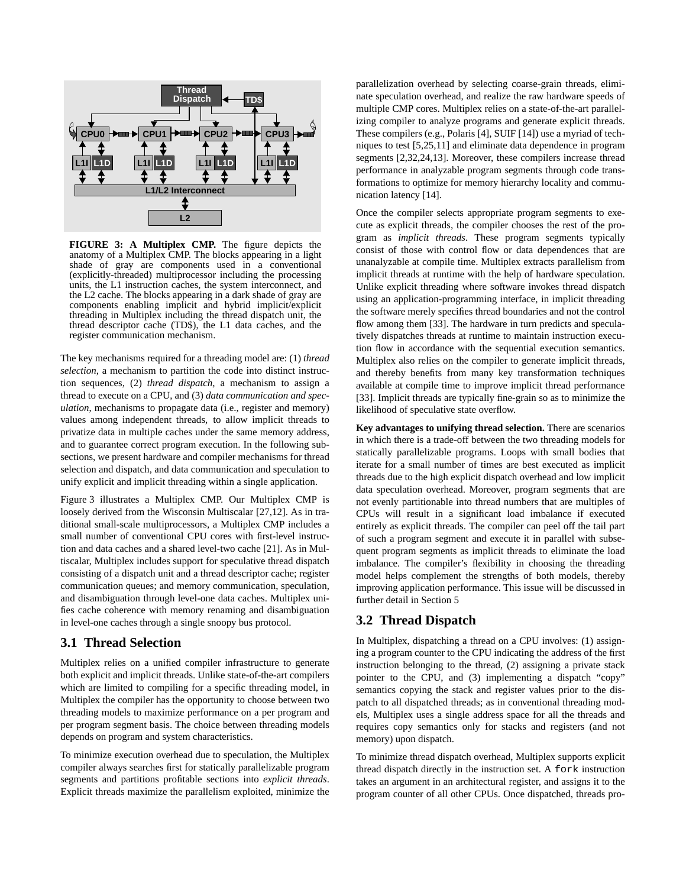**FIGURE 3: A Multiplex CMP.** The figure depicts the anatomy of a Multiplex CMP. The blocks appearing in a light shade of gray are components used in a conventional (explicitly-threaded) multiprocessor including the processing units, the L1 instruction caches, the system interconnect, and the L2 cache. The blocks appearing in a dark shade of gray are components enabling implicit and hybrid implicit/explicit threading in Multiplex including the thread dispatch unit, the thread descriptor cache (TD$), the L1 data caches, and the register communication mechanism.

The key mechanisms required for a threading model are: (1) *thread selection*, a mechanism to partition the code into distinct instruction sequences, (2) *thread dispatch*, a mechanism to assign a thread to execute on a CPU, and (3) *data communication and speculation*, mechanisms to propagate data (i.e., register and memory) values among independent threads, to allow implicit threads to privatize data in multiple caches under the same memory address, and to guarantee correct program execution. In the following subsections, we present hardware and compiler mechanisms for thread selection and dispatch, and data communication and speculation to unify explicit and implicit threading within a single application.

Figure 3 illustrates a Multiplex CMP. Our Multiplex CMP is loosely derived from the Wisconsin Multiscalar [27,12]. As in traditional small-scale multiprocessors, a Multiplex CMP includes a small number of conventional CPU cores with first-level instruction and data caches and a shared level-two cache [21]. As in Multiscalar, Multiplex includes support for speculative thread dispatch consisting of a dispatch unit and a thread descriptor cache; register communication queues; and memory communication, speculation, and disambiguation through level-one data caches. Multiplex unifies cache coherence with memory renaming and disambiguation in level-one caches through a single snoopy bus protocol.

## 3.1 Thread Selection

Multiplex relies on a unified compiler infrastructure to generate both explicit and implicit threads. Unlike state-of-the-art compilers which are limited to compiling for a specific threading model, in Multiplex the compiler has the opportunity to choose between two threading models to maximize performance on a per program and per program segment basis. The choice between threading models depends on program and system characteristics.

To minimize execution overhead due to speculation, the Multiplex compiler always searches first for statically parallelizable program segments and partitions profitable sections into *explicit threads*. Explicit threads maximize the parallelism exploited, minimize the parallelization overhead by selecting coarse-grain threads, eliminate speculation overhead, and realize the raw hardware speeds of multiple CMP cores. Multiplex relies on a state-of-the-art parallelizing compiler to analyze programs and generate explicit threads. These compilers (e.g., Polaris [4], SUIF [14]) use a myriad of techniques to test [5,25,11] and eliminate data dependence in program segments [2,32,24,13]. Moreover, these compilers increase thread performance in analyzable program segments through code transformations to optimize for memory hierarchy locality and communication latency [14].

Once the compiler selects appropriate program segments to execute as explicit threads, the compiler chooses the rest of the program as *implicit threads*. These program segments typically consist of those with control flow or data dependences that are unanalyzable at compile time. Multiplex extracts parallelism from implicit threads at runtime with the help of hardware speculation. Unlike explicit threading where software invokes thread dispatch using an application-programming interface, in implicit threading the software merely specifies thread boundaries and not the control flow among them [33]. The hardware in turn predicts and speculatively dispatches threads at runtime to maintain instruction execution flow in accordance with the sequential execution semantics. Multiplex also relies on the compiler to generate implicit threads, and thereby benefits from many key transformation techniques available at compile time to improve implicit thread performance [33]. Implicit threads are typically fine-grain so as to minimize the likelihood of speculative state overflow.

**Key advantages to unifying thread selection.** There are scenarios in which there is a trade-off between the two threading models for statically parallelizable programs. Loops with small bodies that iterate for a small number of times are best executed as implicit threads due to the high explicit dispatch overhead and low implicit data speculation overhead. Moreover, program segments that are not evenly partitionable into thread numbers that are multiples of CPUs will result in a significant load imbalance if executed entirely as explicit threads. The compiler can peel off the tail part of such a program segment and execute it in parallel with subsequent program segments as implicit threads to eliminate the load imbalance. The compiler's flexibility in choosing the threading model helps complement the strengths of both models, thereby improving application performance. This issue will be discussed in further detail in Section 5

## 3.2 Thread Dispatch

In Multiplex, dispatching a thread on a CPU involves: (1) assigning a program counter to the CPU indicating the address of the first instruction belonging to the thread, (2) assigning a private stack pointer to the CPU, and (3) implementing a dispatch "copy" semantics copying the stack and register values prior to the dispatch to all dispatched threads; as in conventional threading models, Multiplex uses a single address space for all the threads and requires copy semantics only for stacks and registers (and not memory) upon dispatch.

To minimize thread dispatch overhead, Multiplex supports explicit thread dispatch directly in the instruction set. A `fork` instruction takes an argument in an architectural register, and assigns it to the program counter of all other CPUs. Once dispatched, threads pro-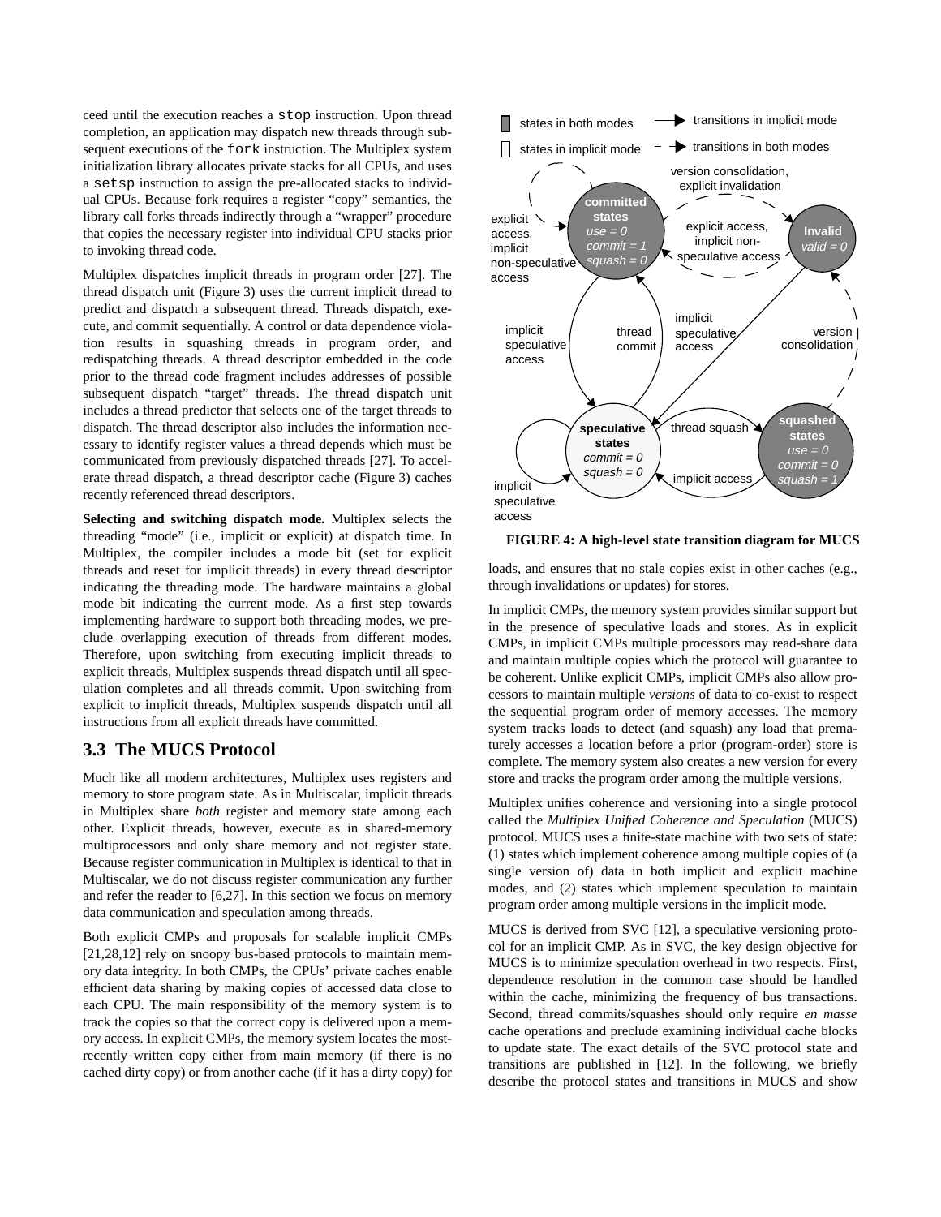ceed until the execution reaches a `stop` instruction. Upon thread completion, an application may dispatch new threads through subsequent executions of the `fork` instruction. The Multiplex system initialization library allocates private stacks for all CPUs, and uses a `setsp` instruction to assign the pre-allocated stacks to individual CPUs. Because fork requires a register "copy" semantics, the library call forks threads indirectly through a "wrapper" procedure that copies the necessary register into individual CPU stacks prior to invoking thread code.

Multiplex dispatches implicit threads in program order [27]. The thread dispatch unit (Figure 3) uses the current implicit thread to predict and dispatch a subsequent thread. Threads dispatch, execute, and commit sequentially. A control or data dependence violation results in squashing threads in program order, and redispatching threads. A thread descriptor embedded in the code prior to the thread code fragment includes addresses of possible subsequent dispatch "target" threads. The thread dispatch unit includes a thread predictor that selects one of the target threads to dispatch. The thread descriptor also includes the information necessary to identify register values a thread depends which must be communicated from previously dispatched threads [27]. To accelerate thread dispatch, a thread descriptor cache (Figure 3) caches recently referenced thread descriptors.

**Selecting and switching dispatch mode.** Multiplex selects the threading "mode" (i.e., implicit or explicit) at dispatch time. In Multiplex, the compiler includes a mode bit (set for explicit threads and reset for implicit threads) in every thread descriptor indicating the threading mode. The hardware maintains a global mode bit indicating the current mode. As a first step towards implementing hardware to support both threading modes, we preclude overlapping execution of threads from different modes. Therefore, upon switching from executing implicit threads to explicit threads, Multiplex suspends thread dispatch until all speculation completes and all threads commit. Upon switching from explicit to implicit threads, Multiplex suspends dispatch until all instructions from all explicit threads have committed.

## 3.3 The MUCS Protocol

Much like all modern architectures, Multiplex uses registers and memory to store program state. As in Multiscalar, implicit threads in Multiplex share *both* register and memory state among each other. Explicit threads, however, execute as in shared-memory multiprocessors and only share memory and not register state. Because register communication in Multiplex is identical to that in Multiscalar, we do not discuss register communication any further and refer the reader to [6,27]. In this section we focus on memory data communication and speculation among threads.

Both explicit CMPs and proposals for scalable implicit CMPs [21,28,12] rely on snoopy bus-based protocols to maintain memory data integrity. In both CMPs, the CPUs' private caches enable efficient data sharing by making copies of accessed data close to each CPU. The main responsibility of the memory system is to track the copies so that the correct copy is delivered upon a memory access. In explicit CMPs, the memory system locates the most-recently written copy either from main memory (if there is no cached dirty copy) or from another cache (if it has a dirty copy) for loads, and ensures that no stale copies exist in other caches (e.g., through invalidations or updates) for stores.

**FIGURE 4: A high-level state transition diagram for MUCS**

In implicit CMPs, the memory system provides similar support but in the presence of speculative loads and stores. As in explicit CMPs, in implicit CMPs multiple processors may read-share data and maintain multiple copies which the protocol will guarantee to be coherent. Unlike explicit CMPs, implicit CMPs also allow processors to maintain multiple *versions* of data to co-exist to respect the sequential program order of memory accesses. The memory system tracks loads to detect (and squash) any load that prematurely accesses a location before a prior (program-order) store is complete. The memory system also creates a new version for every store and tracks the program order among the multiple versions.

Multiplex unifies coherence and versioning into a single protocol called the *Multiplex Unified Coherence and Speculation* (MUCS) protocol. MUCS uses a finite-state machine with two sets of state: (1) states which implement coherence among multiple copies of (a single version of) data in both implicit and explicit machine modes, and (2) states which implement speculation to maintain program order among multiple versions in the implicit mode.

MUCS is derived from SVC [12], a speculative versioning protocol for an implicit CMP. As in SVC, the key design objective for MUCS is to minimize speculation overhead in two respects. First, dependence resolution in the common case should be handled within the cache, minimizing the frequency of bus transactions. Second, thread commits/squashes should only require *en masse* cache operations and preclude examining individual cache blocks to update state. The exact details of the SVC protocol state and transitions are published in [12]. In the following, we briefly describe the protocol states and transitions in MUCS and show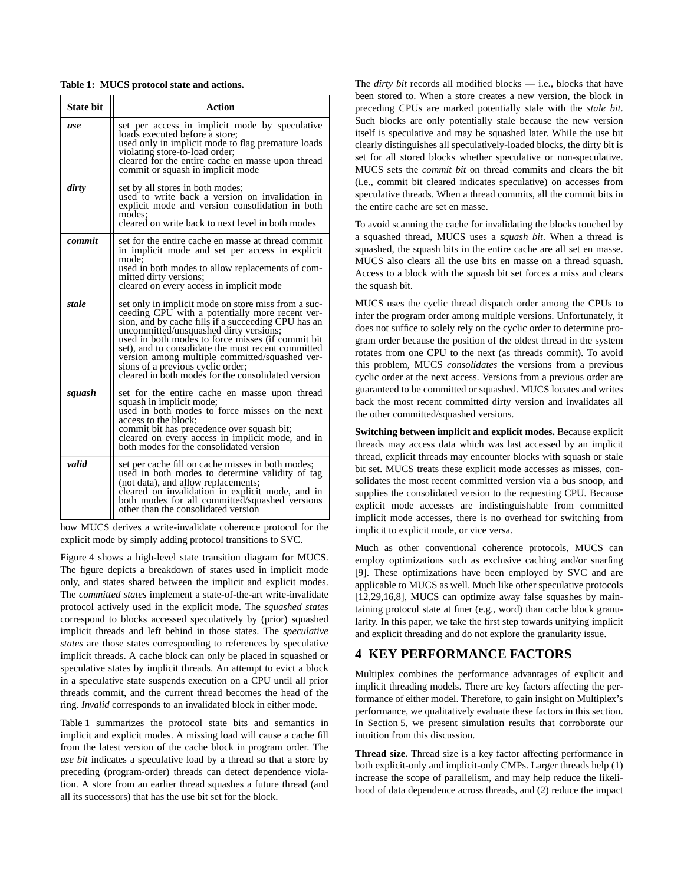**Table 1: MUCS protocol state and actions.**

| State bit | Action |
|---|---|
| ***use*** | set per access in implicit mode by speculative loads executed before a store; used only in implicit mode to flag premature loads violating store-to-load order; cleared for the entire cache en masse upon thread commit or squash in implicit mode |
| ***dirty*** | set by all stores in both modes; used to write back a version on invalidation in explicit mode and version consolidation in both modes; cleared on write back to next level in both modes |
| ***commit*** | set for the entire cache en masse at thread commit in implicit mode and set per access in explicit mode; used in both modes to allow replacements of committed dirty versions; cleared on every access in implicit mode |
| ***stale*** | set only in implicit mode on store miss from a succeeding CPU with a potentially more recent version, and by cache fills if a succeeding CPU has an uncommitted/unsquashed dirty versions; used in both modes to force misses (if commit bit set), and to consolidate the most recent committed version among multiple committed/squashed versions of a previous cyclic order; cleared in both modes for the consolidated version |
| ***squash*** | set for the entire cache en masse upon thread squash in implicit mode; used in both modes to force misses on the next access to the block; commit bit has precedence over squash bit; cleared on every access in implicit mode, and in both modes for the consolidated version |
| ***valid*** | set per cache fill on cache misses in both modes; used in both modes to determine validity of tag (not data), and allow replacements; cleared on invalidation in explicit mode, and in both modes for all committed/squashed versions other than the consolidated version |

how MUCS derives a write-invalidate coherence protocol for the explicit mode by simply adding protocol transitions to SVC.

Figure 4 shows a high-level state transition diagram for MUCS. The figure depicts a breakdown of states used in implicit mode only, and states shared between the implicit and explicit modes. The *committed states* implement a state-of-the-art write-invalidate protocol actively used in the explicit mode. The *squashed states* correspond to blocks accessed speculatively by (prior) squashed implicit threads and left behind in those states. The *speculative states* are those states corresponding to references by speculative implicit threads. A cache block can only be placed in squashed or speculative states by implicit threads. An attempt to evict a block in a speculative state suspends execution on a CPU until all prior threads commit, and the current thread becomes the head of the ring. *Invalid* corresponds to an invalidated block in either mode.

Table 1 summarizes the protocol state bits and semantics in implicit and explicit modes. A missing load will cause a cache fill from the latest version of the cache block in program order. The *use bit* indicates a speculative load by a thread so that a store by preceding (program-order) threads can detect dependence violation. A store from an earlier thread squashes a future thread (and all its successors) that has the use bit set for the block.

The *dirty bit* records all modified blocks — i.e., blocks that have been stored to. When a store creates a new version, the block in preceding CPUs are marked potentially stale with the *stale bit*. Such blocks are only potentially stale because the new version itself is speculative and may be squashed later. While the use bit clearly distinguishes all speculatively-loaded blocks, the dirty bit is set for all stored blocks whether speculative or non-speculative. MUCS sets the *commit bit* on thread commits and clears the bit (i.e., commit bit cleared indicates speculative) on accesses from speculative threads. When a thread commits, all the commit bits in the entire cache are set en masse.

To avoid scanning the cache for invalidating the blocks touched by a squashed thread, MUCS uses a *squash bit*. When a thread is squashed, the squash bits in the entire cache are all set en masse. MUCS also clears all the use bits en masse on a thread squash. Access to a block with the squash bit set forces a miss and clears the squash bit.

MUCS uses the cyclic thread dispatch order among the CPUs to infer the program order among multiple versions. Unfortunately, it does not suffice to solely rely on the cyclic order to determine program order because the position of the oldest thread in the system rotates from one CPU to the next (as threads commit). To avoid this problem, MUCS *consolidates* the versions from a previous cyclic order at the next access. Versions from a previous order are guaranteed to be committed or squashed. MUCS locates and writes back the most recent committed dirty version and invalidates all the other committed/squashed versions.

**Switching between implicit and explicit modes.** Because explicit threads may access data which was last accessed by an implicit thread, explicit threads may encounter blocks with squash or stale bit set. MUCS treats these explicit mode accesses as misses, consolidates the most recent committed version via a bus snoop, and supplies the consolidated version to the requesting CPU. Because explicit mode accesses are indistinguishable from committed implicit mode accesses, there is no overhead for switching from implicit to explicit mode, or vice versa.

Much as other conventional coherence protocols, MUCS can employ optimizations such as exclusive caching and/or snarfing [9]. These optimizations have been employed by SVC and are applicable to MUCS as well. Much like other speculative protocols [12,29,16,8], MUCS can optimize away false squashes by maintaining protocol state at finer (e.g., word) than cache block granularity. In this paper, we take the first step towards unifying implicit and explicit threading and do not explore the granularity issue.

# 4 KEY PERFORMANCE FACTORS

Multiplex combines the performance advantages of explicit and implicit threading models. There are key factors affecting the performance of either model. Therefore, to gain insight on Multiplex's performance, we qualitatively evaluate these factors in this section. In Section 5, we present simulation results that corroborate our intuition from this discussion.

**Thread size.** Thread size is a key factor affecting performance in both explicit-only and implicit-only CMPs. Larger threads help (1) increase the scope of parallelism, and may help reduce the likelihood of data dependence across threads, and (2) reduce the impact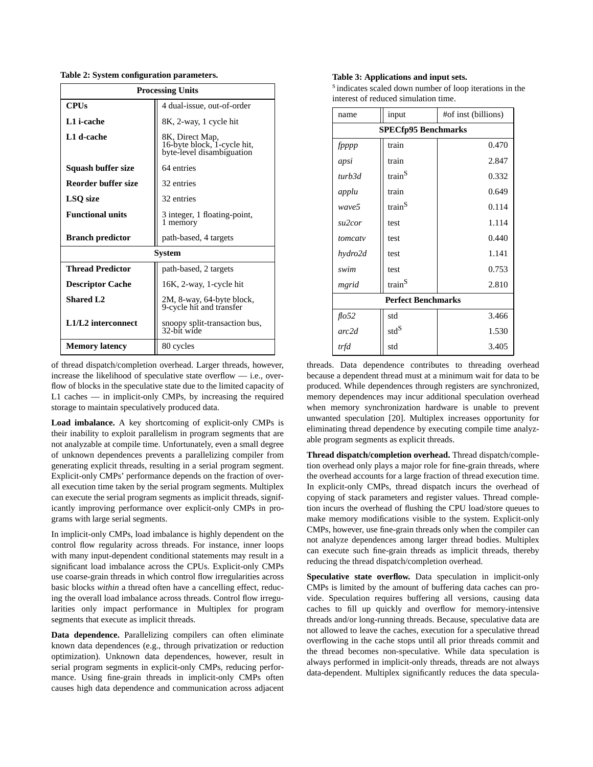**Table 2: System configuration parameters.**

| Processing Units | |
|---|---|
| **CPUs** | 4 dual-issue, out-of-order |
| **L1 i-cache** | 8K, 2-way, 1 cycle hit |
| **L1 d-cache** | 8K, Direct Map, 16-byte block, 1-cycle hit, byte-level disambiguation |
| **Squash buffer size** | 64 entries |
| **Reorder buffer size** | 32 entries |
| **LSQ size** | 32 entries |
| **Functional units** | 3 integer, 1 floating-point, 1 memory |
| **Branch predictor** | path-based, 4 targets |
| **System** | |
| **Thread Predictor** | path-based, 2 targets |
| **Descriptor Cache** | 16K, 2-way, 1-cycle hit |
| **Shared L2** | 2M, 8-way, 64-byte block, 9-cycle hit and transfer |
| **L1/L2 interconnect** | snoopy split-transaction bus, 32-bit wide |
| **Memory latency** | 80 cycles |

**Table 3: Applications and input sets.**

S indicates scaled down number of loop iterations in the interest of reduced simulation time.

| name | input | #of inst (billions) |
|---|---|---|
| **SPECfp95 Benchmarks** | | |
| *fpppp* | train | 0.470 |
| *apsi* | train | 2.847 |
| *turb3d* | train$^S$ | 0.332 |
| *applu* | train | 0.649 |
| *wave5* | train$^S$ | 0.114 |
| *su2cor* | test | 1.114 |
| *tomcatv* | test | 0.440 |
| *hydro2d* | test | 1.141 |
| *swim* | test | 0.753 |
| *mgrid* | train$^S$ | 2.810 |
| **Perfect Benchmarks** | | |
| *flo52* | std | 3.466 |
| *arc2d* | std$^S$ | 1.530 |
| *trfd* | std | 3.405 |

of thread dispatch/completion overhead. Larger threads, however, increase the likelihood of speculative state overflow — i.e., overflow of blocks in the speculative state due to the limited capacity of L1 caches — in implicit-only CMPs, by increasing the required storage to maintain speculatively produced data.

**Load imbalance.** A key shortcoming of explicit-only CMPs is their inability to exploit parallelism in program segments that are not analyzable at compile time. Unfortunately, even a small degree of unknown dependences prevents a parallelizing compiler from generating explicit threads, resulting in a serial program segment. Explicit-only CMPs' performance depends on the fraction of overall execution time taken by the serial program segments. Multiplex can execute the serial program segments as implicit threads, significantly improving performance over explicit-only CMPs in programs with large serial segments.

In implicit-only CMPs, load imbalance is highly dependent on the control flow regularity across threads. For instance, inner loops with many input-dependent conditional statements may result in a significant load imbalance across the CPUs. Explicit-only CMPs use coarse-grain threads in which control flow irregularities across basic blocks *within* a thread often have a cancelling effect, reducing the overall load imbalance across threads. Control flow irregularities only impact performance in Multiplex for program segments that execute as implicit threads.

**Data dependence.** Parallelizing compilers can often eliminate known data dependences (e.g., through privatization or reduction optimization). Unknown data dependences, however, result in serial program segments in explicit-only CMPs, reducing performance. Using fine-grain threads in implicit-only CMPs often causes high data dependence and communication across adjacent threads. Data dependence contributes to threading overhead because a dependent thread must at a minimum wait for data to be produced. While dependences through registers are synchronized, memory dependences may incur additional speculation overhead when memory synchronization hardware is unable to prevent unwanted speculation [20]. Multiplex increases opportunity for eliminating thread dependence by executing compile time analyzable program segments as explicit threads.

**Thread dispatch/completion overhead.** Thread dispatch/completion overhead only plays a major role for fine-grain threads, where the overhead accounts for a large fraction of thread execution time. In explicit-only CMPs, thread dispatch incurs the overhead of copying of stack parameters and register values. Thread completion incurs the overhead of flushing the CPU load/store queues to make memory modifications visible to the system. Explicit-only CMPs, however, use fine-grain threads only when the compiler can not analyze dependences among larger thread bodies. Multiplex can execute such fine-grain threads as implicit threads, thereby reducing the thread dispatch/completion overhead.

**Speculative state overflow.** Data speculation in implicit-only CMPs is limited by the amount of buffering data caches can provide. Speculation requires buffering all versions, causing data caches to fill up quickly and overflow for memory-intensive threads and/or long-running threads. Because, speculative data are not allowed to leave the caches, execution for a speculative thread overflowing in the cache stops until all prior threads commit and the thread becomes non-speculative. While data speculation is always performed in implicit-only threads, threads are not always data-dependent. Multiplex significantly reduces the data specula-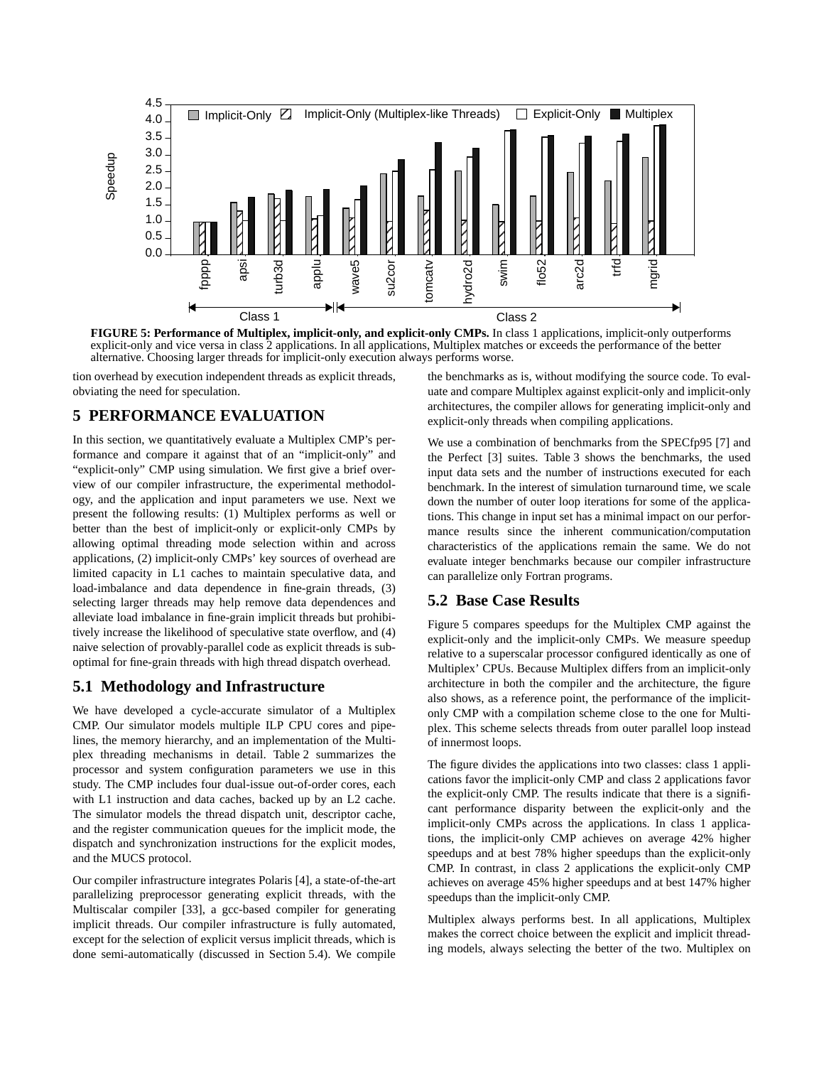**FIGURE 5: Performance of Multiplex, implicit-only, and explicit-only CMPs.** In class 1 applications, implicit-only outperforms explicit-only and vice versa in class 2 applications. In all applications, Multiplex matches or exceeds the performance of the better alternative. Choosing larger threads for implicit-only execution always performs worse.

tion overhead by execution independent threads as explicit threads, obviating the need for speculation.

## 5 PERFORMANCE EVALUATION

In this section, we quantitatively evaluate a Multiplex CMP's performance and compare it against that of an "implicit-only" and "explicit-only" CMP using simulation. We first give a brief overview of our compiler infrastructure, the experimental methodology, and the application and input parameters we use. Next we present the following results: (1) Multiplex performs as well or better than the best of implicit-only or explicit-only CMPs by allowing optimal threading mode selection within and across applications, (2) implicit-only CMPs' key sources of overhead are limited capacity in L1 caches to maintain speculative data, and load-imbalance and data dependence in fine-grain threads, (3) selecting larger threads may help remove data dependences and alleviate load imbalance in fine-grain implicit threads but prohibitively increase the likelihood of speculative state overflow, and (4) naive selection of provably-parallel code as explicit threads is suboptimal for fine-grain threads with high thread dispatch overhead.

### 5.1 Methodology and Infrastructure

We have developed a cycle-accurate simulator of a Multiplex CMP. Our simulator models multiple ILP CPU cores and pipelines, the memory hierarchy, and an implementation of the Multiplex threading mechanisms in detail. Table 2 summarizes the processor and system configuration parameters we use in this study. The CMP includes four dual-issue out-of-order cores, each with L1 instruction and data caches, backed up by an L2 cache. The simulator models the thread dispatch unit, descriptor cache, and the register communication queues for the implicit mode, the dispatch and synchronization instructions for the explicit modes, and the MUCS protocol.

Our compiler infrastructure integrates Polaris [4], a state-of-the-art parallelizing preprocessor generating explicit threads, with the Multiscalar compiler [33], a gcc-based compiler for generating implicit threads. Our compiler infrastructure is fully automated, except for the selection of explicit versus implicit threads, which is done semi-automatically (discussed in Section 5.4). We compile the benchmarks as is, without modifying the source code. To evaluate and compare Multiplex against explicit-only and implicit-only architectures, the compiler allows for generating implicit-only and explicit-only threads when compiling applications.

We use a combination of benchmarks from the SPECfp95 [7] and the Perfect [3] suites. Table 3 shows the benchmarks, the used input data sets and the number of instructions executed for each benchmark. In the interest of simulation turnaround time, we scale down the number of outer loop iterations for some of the applications. This change in input set has a minimal impact on our performance results since the inherent communication/computation characteristics of the applications remain the same. We do not evaluate integer benchmarks because our compiler infrastructure can parallelize only Fortran programs.

### 5.2 Base Case Results

Figure 5 compares speedups for the Multiplex CMP against the explicit-only and the implicit-only CMPs. We measure speedup relative to a superscalar processor configured identically as one of Multiplex' CPUs. Because Multiplex differs from an implicit-only architecture in both the compiler and the architecture, the figure also shows, as a reference point, the performance of the implicit-only CMP with a compilation scheme close to the one for Multiplex. This scheme selects threads from outer parallel loop instead of innermost loops.

The figure divides the applications into two classes: class 1 applications favor the implicit-only CMP and class 2 applications favor the explicit-only CMP. The results indicate that there is a significant performance disparity between the explicit-only and the implicit-only CMPs across the applications. In class 1 applications, the implicit-only CMP achieves on average 42% higher speedups and at best 78% higher speedups than the explicit-only CMP. In contrast, in class 2 applications the explicit-only CMP achieves on average 45% higher speedups and at best 147% higher speedups than the implicit-only CMP.

Multiplex always performs best. In all applications, Multiplex makes the correct choice between the explicit and implicit threading models, always selecting the better of the two. Multiplex on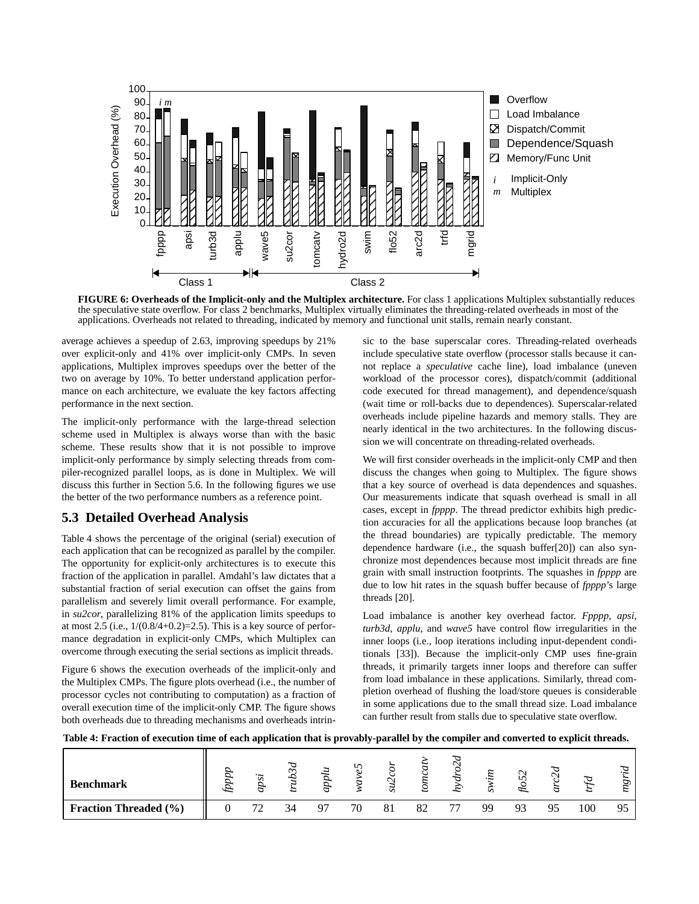**FIGURE 6: Overheads of the Implicit-only and the Multiplex architecture.** For class 1 applications Multiplex substantially reduces the speculative state overflow. For class 2 benchmarks, Multiplex virtually eliminates the threading-related overheads in most of the applications. Overheads not related to threading, indicated by memory and functional unit stalls, remain nearly constant.

average achieves a speedup of 2.63, improving speedups by 21% over explicit-only and 41% over implicit-only CMPs. In seven applications, Multiplex improves speedups over the better of the two on average by 10%. To better understand application performance on each architecture, we evaluate the key factors affecting performance in the next section.

The implicit-only performance with the large-thread selection scheme used in Multiplex is always worse than with the basic scheme. These results show that it is not possible to improve implicit-only performance by simply selecting threads from compiler-recognized parallel loops, as is done in Multiplex. We will discuss this further in Section 5.6. In the following figures we use the better of the two performance numbers as a reference point.

## 5.3 Detailed Overhead Analysis

Table 4 shows the percentage of the original (serial) execution of each application that can be recognized as parallel by the compiler. The opportunity for explicit-only architectures is to execute this fraction of the application in parallel. Amdahl's law dictates that a substantial fraction of serial execution can offset the gains from parallelism and severely limit overall performance. For example, in *su2cor*, parallelizing 81% of the application limits speedups to at most 2.5 (i.e., 1/(0.8/4+0.2)=2.5). This is a key source of performance degradation in explicit-only CMPs, which Multiplex can overcome through executing the serial sections as implicit threads.

Figure 6 shows the execution overheads of the implicit-only and the Multiplex CMPs. The figure plots overhead (i.e., the number of processor cycles not contributing to computation) as a fraction of overall execution time of the implicit-only CMP. The figure shows both overheads due to threading mechanisms and overheads intrinsic to the base superscalar cores. Threading-related overheads include speculative state overflow (processor stalls because it cannot replace a *speculative* cache line), load imbalance (uneven workload of the processor cores), dispatch/commit (additional code executed for thread management), and dependence/squash (wait time or roll-backs due to dependences). Superscalar-related overheads include pipeline hazards and memory stalls. They are nearly identical in the two architectures. In the following discussion we will concentrate on threading-related overheads.

We will first consider overheads in the implicit-only CMP and then discuss the changes when going to Multiplex. The figure shows that a key source of overhead is data dependences and squashes. Our measurements indicate that squash overhead is small in all cases, except in *fpppp*. The thread predictor exhibits high prediction accuracies for all the applications because loop branches (at the thread boundaries) are typically predictable. The memory dependence hardware (i.e., the squash buffer[20]) can also synchronize most dependences because most implicit threads are fine grain with small instruction footprints. The squashes in *fpppp* are due to low hit rates in the squash buffer because of *fpppp*'s large threads [20].

Load imbalance is another key overhead factor. *Fpppp*, *apsi*, *turb3d*, *applu*, and *wave5* have control flow irregularities in the inner loops (i.e., loop iterations including input-dependent conditionals [33]). Because the implicit-only CMP uses fine-grain threads, it primarily targets inner loops and therefore can suffer from load imbalance in these applications. Similarly, thread completion overhead of flushing the load/store queues is considerable in some applications due to the small thread size. Load imbalance can further result from stalls due to speculative state overflow.

**Table 4: Fraction of execution time of each application that is provably-parallel by the compiler and converted to explicit threads.**

| **Benchmark** | *fpppp* | *apsi* | *trub3d* | *applu* | *wave5* | *su2cor* | *tomcatv* | *hydro2d* | *swim* | *flo52* | *arc2d* | *trfd* | *mgrid* |
|---|---|---|---|---|---|---|---|---|---|---|---|---|---|
| **Fraction Threaded (%)** | 0 | 72 | 34 | 97 | 70 | 81 | 82 | 77 | 99 | 93 | 95 | 100 | 95 |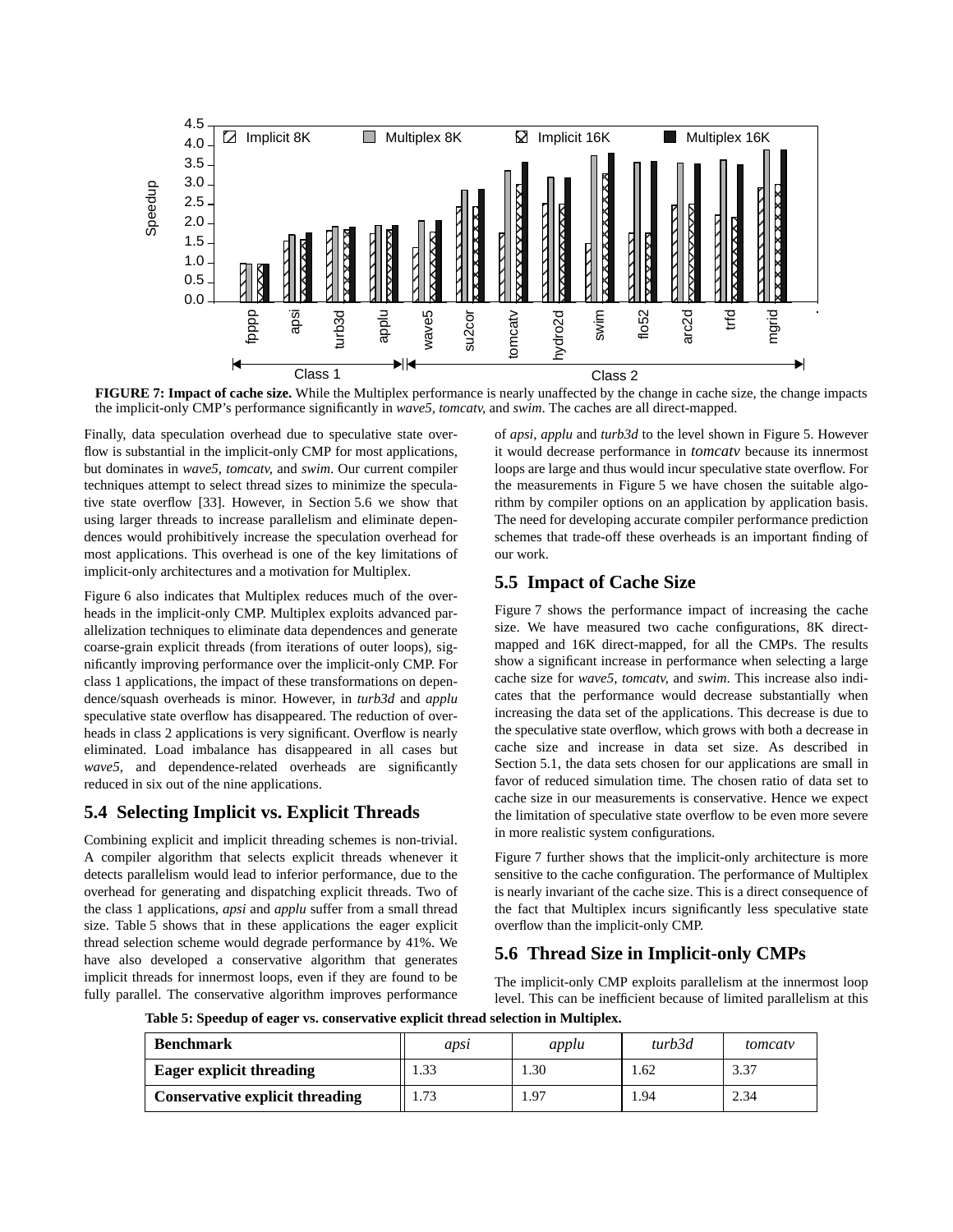**FIGURE 7: Impact of cache size.** While the Multiplex performance is nearly unaffected by the change in cache size, the change impacts the implicit-only CMP's performance significantly in *wave5, tomcatv,* and *swim*. The caches are all direct-mapped.

Finally, data speculation overhead due to speculative state overflow is substantial in the implicit-only CMP for most applications, but dominates in *wave5, tomcatv,* and *swim*. Our current compiler techniques attempt to select thread sizes to minimize the speculative state overflow [33]. However, in Section 5.6 we show that using larger threads to increase parallelism and eliminate dependences would prohibitively increase the speculation overhead for most applications. This overhead is one of the key limitations of implicit-only architectures and a motivation for Multiplex.

Figure 6 also indicates that Multiplex reduces much of the overheads in the implicit-only CMP. Multiplex exploits advanced parallelization techniques to eliminate data dependences and generate coarse-grain explicit threads (from iterations of outer loops), significantly improving performance over the implicit-only CMP. For class 1 applications, the impact of these transformations on dependence/squash overheads is minor. However, in *turb3d* and *applu* speculative state overflow has disappeared. The reduction of overheads in class 2 applications is very significant. Overflow is nearly eliminated. Load imbalance has disappeared in all cases but *wave5*, and dependence-related overheads are significantly reduced in six out of the nine applications.

## 5.4 Selecting Implicit vs. Explicit Threads

Combining explicit and implicit threading schemes is non-trivial. A compiler algorithm that selects explicit threads whenever it detects parallelism would lead to inferior performance, due to the overhead for generating and dispatching explicit threads. Two of the class 1 applications, *apsi* and *applu* suffer from a small thread size. Table 5 shows that in these applications the eager explicit thread selection scheme would degrade performance by 41%. We have also developed a conservative algorithm that generates implicit threads for innermost loops, even if they are found to be fully parallel. The conservative algorithm improves performance of *apsi, applu* and *turb3d* to the level shown in Figure 5. However it would decrease performance in *tomcatv* because its innermost loops are large and thus would incur speculative state overflow. For the measurements in Figure 5 we have chosen the suitable algorithm by compiler options on an application by application basis. The need for developing accurate compiler performance prediction schemes that trade-off these overheads is an important finding of our work.

**Table 5: Speedup of eager vs. conservative explicit thread selection in Multiplex.**

| Benchmark | *apsi* | *applu* | *turb3d* | *tomcatv* |
|---|---|---|---|---|
| **Eager explicit threading** | 1.33 | 1.30 | 1.62 | 3.37 |
| **Conservative explicit threading** | 1.73 | 1.97 | 1.94 | 2.34 |

## 5.5 Impact of Cache Size

Figure 7 shows the performance impact of increasing the cache size. We have measured two cache configurations, 8K direct-mapped and 16K direct-mapped, for all the CMPs. The results show a significant increase in performance when selecting a large cache size for *wave5, tomcatv,* and *swim*. This increase also indicates that the performance would decrease substantially when increasing the data set of the applications. This decrease is due to the speculative state overflow, which grows with both a decrease in cache size and increase in data set size. As described in Section 5.1, the data sets chosen for our applications are small in favor of reduced simulation time. The chosen ratio of data set to cache size in our measurements is conservative. Hence we expect the limitation of speculative state overflow to be even more severe in more realistic system configurations.

Figure 7 further shows that the implicit-only architecture is more sensitive to the cache configuration. The performance of Multiplex is nearly invariant of the cache size. This is a direct consequence of the fact that Multiplex incurs significantly less speculative state overflow than the implicit-only CMP.

## 5.6 Thread Size in Implicit-only CMPs

The implicit-only CMP exploits parallelism at the innermost loop level. This can be inefficient because of limited parallelism at this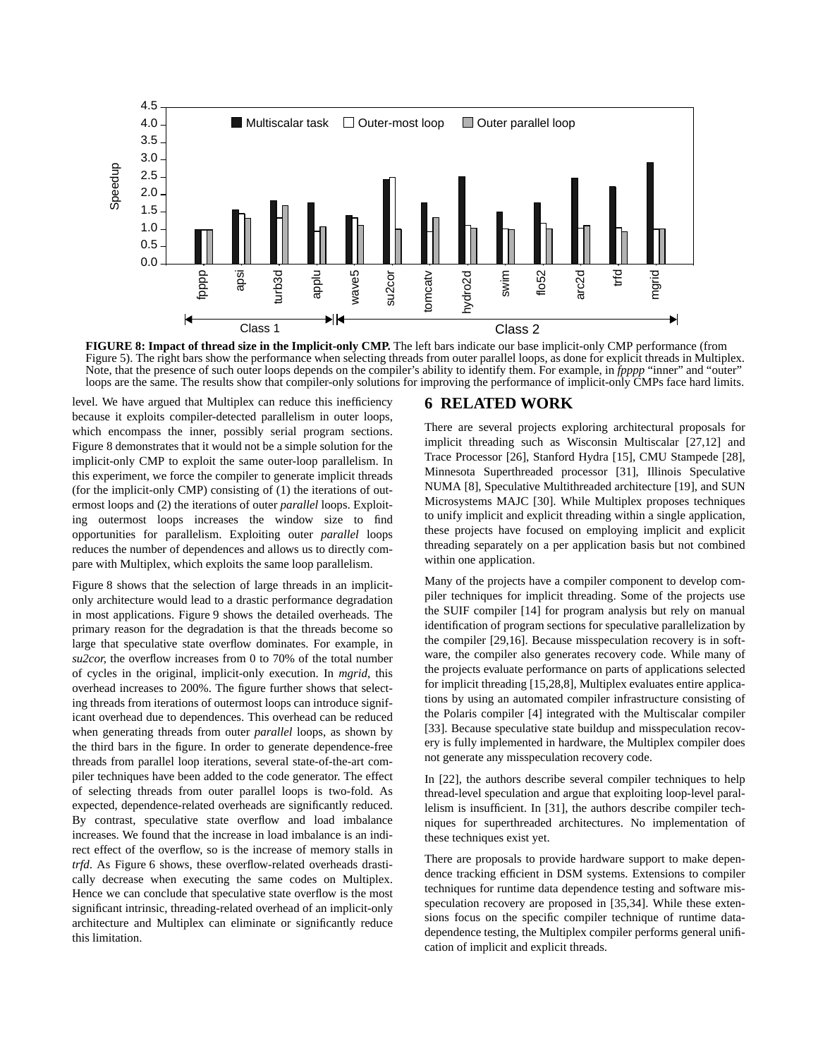**FIGURE 8: Impact of thread size in the Implicit-only CMP.** The left bars indicate our base implicit-only CMP performance (from Figure 5). The right bars show the performance when selecting threads from outer parallel loops, as done for explicit threads in Multiplex. Note, that the presence of such outer loops depends on the compiler's ability to identify them. For example, in *fpppp* "inner" and "outer" loops are the same. The results show that compiler-only solutions for improving the performance of implicit-only CMPs face hard limits.

level. We have argued that Multiplex can reduce this inefficiency because it exploits compiler-detected parallelism in outer loops, which encompass the inner, possibly serial program sections. Figure 8 demonstrates that it would not be a simple solution for the implicit-only CMP to exploit the same outer-loop parallelism. In this experiment, we force the compiler to generate implicit threads (for the implicit-only CMP) consisting of (1) the iterations of outermost loops and (2) the iterations of outer *parallel* loops. Exploiting outermost loops increases the window size to find opportunities for parallelism. Exploiting outer *parallel* loops reduces the number of dependences and allows us to directly compare with Multiplex, which exploits the same loop parallelism.

Figure 8 shows that the selection of large threads in an implicit-only architecture would lead to a drastic performance degradation in most applications. Figure 9 shows the detailed overheads. The primary reason for the degradation is that the threads become so large that speculative state overflow dominates. For example, in *su2cor*, the overflow increases from 0 to 70% of the total number of cycles in the original, implicit-only execution. In *mgrid*, this overhead increases to 200%. The figure further shows that selecting threads from iterations of outermost loops can introduce significant overhead due to dependences. This overhead can be reduced when generating threads from outer *parallel* loops, as shown by the third bars in the figure. In order to generate dependence-free threads from parallel loop iterations, several state-of-the-art compiler techniques have been added to the code generator. The effect of selecting threads from outer parallel loops is two-fold. As expected, dependence-related overheads are significantly reduced. By contrast, speculative state overflow and load imbalance increases. We found that the increase in load imbalance is an indirect effect of the overflow, so is the increase of memory stalls in *trfd*. As Figure 6 shows, these overflow-related overheads drastically decrease when executing the same codes on Multiplex. Hence we can conclude that speculative state overflow is the most significant intrinsic, threading-related overhead of an implicit-only architecture and Multiplex can eliminate or significantly reduce this limitation.

# 6 RELATED WORK

There are several projects exploring architectural proposals for implicit threading such as Wisconsin Multiscalar [27,12] and Trace Processor [26], Stanford Hydra [15], CMU Stampede [28], Minnesota Superthreaded processor [31], Illinois Speculative NUMA [8], Speculative Multithreaded architecture [19], and SUN Microsystems MAJC [30]. While Multiplex proposes techniques to unify implicit and explicit threading within a single application, these projects have focused on employing implicit and explicit threading separately on a per application basis but not combined within one application.

Many of the projects have a compiler component to develop compiler techniques for implicit threading. Some of the projects use the SUIF compiler [14] for program analysis but rely on manual identification of program sections for speculative parallelization by the compiler [29,16]. Because misspeculation recovery is in software, the compiler also generates recovery code. While many of the projects evaluate performance on parts of applications selected for implicit threading [15,28,8], Multiplex evaluates entire applications by using an automated compiler infrastructure consisting of the Polaris compiler [4] integrated with the Multiscalar compiler [33]. Because speculative state buildup and misspeculation recovery is fully implemented in hardware, the Multiplex compiler does not generate any misspeculation recovery code.

In [22], the authors describe several compiler techniques to help thread-level speculation and argue that exploiting loop-level parallelism is insufficient. In [31], the authors describe compiler techniques for superthreaded architectures. No implementation of these techniques exist yet.

There are proposals to provide hardware support to make dependence tracking efficient in DSM systems. Extensions to compiler techniques for runtime data dependence testing and software misspeculation recovery are proposed in [35,34]. While these extensions focus on the specific compiler technique of runtime data-dependence testing, the Multiplex compiler performs general unification of implicit and explicit threads.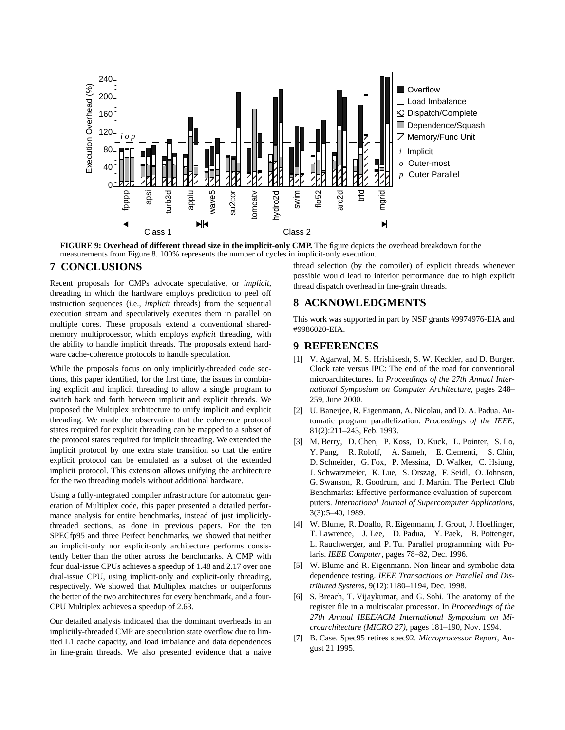**FIGURE 9: Overhead of different thread size in the implicit-only CMP.** The figure depicts the overhead breakdown for the measurements from Figure 8. 100% represents the number of cycles in implicit-only execution.

## 7 CONCLUSIONS

Recent proposals for CMPs advocate speculative, or *implicit*, threading in which the hardware employs prediction to peel off instruction sequences (i.e., *implicit* threads) from the sequential execution stream and speculatively executes them in parallel on multiple cores. These proposals extend a conventional shared-memory multiprocessor, which employs *explicit* threading, with the ability to handle implicit threads. The proposals extend hardware cache-coherence protocols to handle speculation.

While the proposals focus on only implicitly-threaded code sections, this paper identified, for the first time, the issues in combining explicit and implicit threading to allow a single program to switch back and forth between implicit and explicit threads. We proposed the Multiplex architecture to unify implicit and explicit threading. We made the observation that the coherence protocol states required for explicit threading can be mapped to a subset of the protocol states required for implicit threading. We extended the implicit protocol by one extra state transition so that the entire explicit protocol can be emulated as a subset of the extended implicit protocol. This extension allows unifying the architecture for the two threading models without additional hardware.

Using a fully-integrated compiler infrastructure for automatic generation of Multiplex code, this paper presented a detailed performance analysis for entire benchmarks, instead of just implicitly-threaded sections, as done in previous papers. For the ten SPECfp95 and three Perfect benchmarks, we showed that neither an implicit-only nor explicit-only architecture performs consistently better than the other across the benchmarks. A CMP with four dual-issue CPUs achieves a speedup of 1.48 and 2.17 over one dual-issue CPU, using implicit-only and explicit-only threading, respectively. We showed that Multiplex matches or outperforms the better of the two architectures for every benchmark, and a four-CPU Multiplex achieves a speedup of 2.63.

Our detailed analysis indicated that the dominant overheads in an implicitly-threaded CMP are speculation state overflow due to limited L1 cache capacity, and load imbalance and data dependences in fine-grain threads. We also presented evidence that a naive thread selection (by the compiler) of explicit threads whenever possible would lead to inferior performance due to high explicit thread dispatch overhead in fine-grain threads.

## 8 ACKNOWLEDGMENTS

This work was supported in part by NSF grants #9974976-EIA and #9986020-EIA.

## 9 REFERENCES

[1] V. Agarwal, M. S. Hrishikesh, S. W. Keckler, and D. Burger. Clock rate versus IPC: The end of the road for conventional microarchitectures. In *Proceedings of the 27th Annual International Symposium on Computer Architecture*, pages 248–259, June 2000.

[2] U. Banerjee, R. Eigenmann, A. Nicolau, and D. A. Padua. Automatic program parallelization. *Proceedings of the IEEE*, 81(2):211–243, Feb. 1993.

[3] M. Berry, D. Chen, P. Koss, D. Kuck, L. Pointer, S. Lo, Y. Pang, R. Roloff, A. Sameh, E. Clementi, S. Chin, D. Schneider, G. Fox, P. Messina, D. Walker, C. Hsiung, J. Schwarzmeier, K. Lue, S. Orszag, F. Seidl, O. Johnson, G. Swanson, R. Goodrum, and J. Martin. The Perfect Club Benchmarks: Effective performance evaluation of supercomputers. *International Journal of Supercomputer Applications*, 3(3):5–40, 1989.

[4] W. Blume, R. Doallo, R. Eigenmann, J. Grout, J. Hoeflinger, T. Lawrence, J. Lee, D. Padua, Y. Paek, B. Pottenger, L. Rauchwerger, and P. Tu. Parallel programming with Polaris. *IEEE Computer*, pages 78–82, Dec. 1996.

[5] W. Blume and R. Eigenmann. Non-linear and symbolic data dependence testing. *IEEE Transactions on Parallel and Distributed Systems*, 9(12):1180–1194, Dec. 1998.

[6] S. Breach, T. Vijaykumar, and G. Sohi. The anatomy of the register file in a multiscalar processor. In *Proceedings of the 27th Annual IEEE/ACM International Symposium on Microarchitecture (MICRO 27)*, pages 181–190, Nov. 1994.

[7] B. Case. Spec95 retires spec92. *Microprocessor Report*, August 21 1995.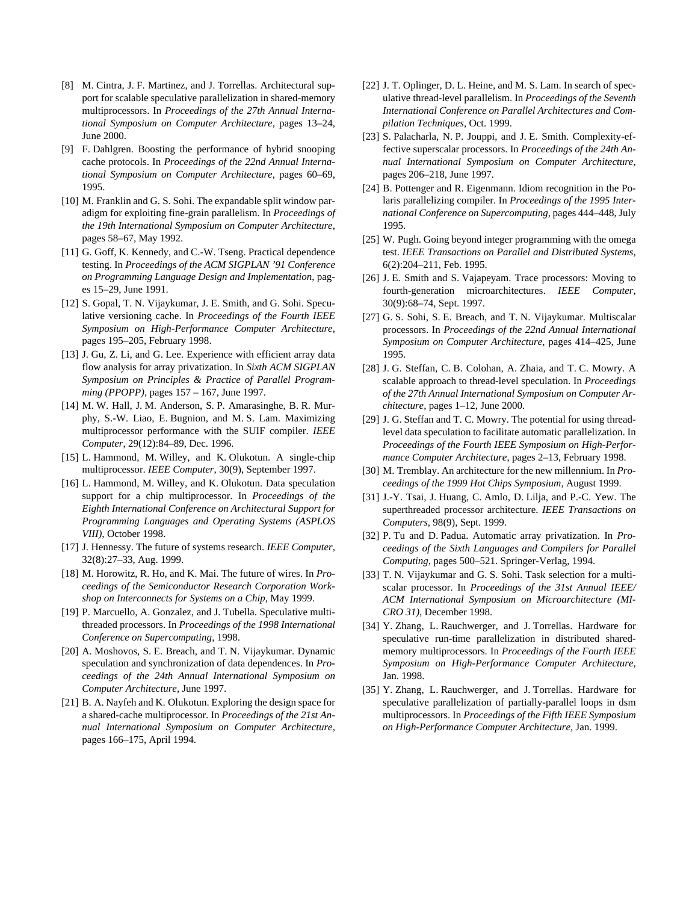[8] M. Cintra, J. F. Martinez, and J. Torrellas. Architectural support for scalable speculative parallelization in shared-memory multiprocessors. In *Proceedings of the 27th Annual International Symposium on Computer Architecture*, pages 13–24, June 2000.

[9] F. Dahlgren. Boosting the performance of hybrid snooping cache protocols. In *Proceedings of the 22nd Annual International Symposium on Computer Architecture*, pages 60–69, 1995.

[10] M. Franklin and G. S. Sohi. The expandable split window paradigm for exploiting fine-grain parallelism. In *Proceedings of the 19th International Symposium on Computer Architecture*, pages 58–67, May 1992.

[11] G. Goff, K. Kennedy, and C.-W. Tseng. Practical dependence testing. In *Proceedings of the ACM SIGPLAN '91 Conference on Programming Language Design and Implementation*, pages 15–29, June 1991.

[12] S. Gopal, T. N. Vijaykumar, J. E. Smith, and G. Sohi. Speculative versioning cache. In *Proceedings of the Fourth IEEE Symposium on High-Performance Computer Architecture*, pages 195–205, February 1998.

[13] J. Gu, Z. Li, and G. Lee. Experience with efficient array data flow analysis for array privatization. In *Sixth ACM SIGPLAN Symposium on Principles & Practice of Parallel Programming (PPOPP)*, pages 157 – 167, June 1997.

[14] M. W. Hall, J. M. Anderson, S. P. Amarasinghe, B. R. Murphy, S.-W. Liao, E. Bugnion, and M. S. Lam. Maximizing multiprocessor performance with the SUIF compiler. *IEEE Computer*, 29(12):84–89, Dec. 1996.

[15] L. Hammond, M. Willey, and K. Olukotun. A single-chip multiprocessor. *IEEE Computer*, 30(9), September 1997.

[16] L. Hammond, M. Willey, and K. Olukotun. Data speculation support for a chip multiprocessor. In *Proceedings of the Eighth International Conference on Architectural Support for Programming Languages and Operating Systems (ASPLOS VIII)*, October 1998.

[17] J. Hennessy. The future of systems research. *IEEE Computer*, 32(8):27–33, Aug. 1999.

[18] M. Horowitz, R. Ho, and K. Mai. The future of wires. In *Proceedings of the Semiconductor Research Corporation Workshop on Interconnects for Systems on a Chip*, May 1999.

[19] P. Marcuello, A. Gonzalez, and J. Tubella. Speculative multithreaded processors. In *Proceedings of the 1998 International Conference on Supercomputing*, 1998.

[20] A. Moshovos, S. E. Breach, and T. N. Vijaykumar. Dynamic speculation and synchronization of data dependences. In *Proceedings of the 24th Annual International Symposium on Computer Architecture*, June 1997.

[21] B. A. Nayfeh and K. Olukotun. Exploring the design space for a shared-cache multiprocessor. In *Proceedings of the 21st Annual International Symposium on Computer Architecture*, pages 166–175, April 1994.

[22] J. T. Oplinger, D. L. Heine, and M. S. Lam. In search of speculative thread-level parallelism. In *Proceedings of the Seventh International Conference on Parallel Architectures and Compilation Techniques*, Oct. 1999.

[23] S. Palacharla, N. P. Jouppi, and J. E. Smith. Complexity-effective superscalar processors. In *Proceedings of the 24th Annual International Symposium on Computer Architecture*, pages 206–218, June 1997.

[24] B. Pottenger and R. Eigenmann. Idiom recognition in the Polaris parallelizing compiler. In *Proceedings of the 1995 International Conference on Supercomputing*, pages 444–448, July 1995.

[25] W. Pugh. Going beyond integer programming with the omega test. *IEEE Transactions on Parallel and Distributed Systems*, 6(2):204–211, Feb. 1995.

[26] J. E. Smith and S. Vajapeyam. Trace processors: Moving to fourth-generation microarchitectures. *IEEE Computer*, 30(9):68–74, Sept. 1997.

[27] G. S. Sohi, S. E. Breach, and T. N. Vijaykumar. Multiscalar processors. In *Proceedings of the 22nd Annual International Symposium on Computer Architecture*, pages 414–425, June 1995.

[28] J. G. Steffan, C. B. Colohan, A. Zhaia, and T. C. Mowry. A scalable approach to thread-level speculation. In *Proceedings of the 27th Annual International Symposium on Computer Architecture*, pages 1–12, June 2000.

[29] J. G. Steffan and T. C. Mowry. The potential for using thread-level data speculation to facilitate automatic parallelization. In *Proceedings of the Fourth IEEE Symposium on High-Performance Computer Architecture*, pages 2–13, February 1998.

[30] M. Tremblay. An architecture for the new millennium. In *Proceedings of the 1999 Hot Chips Symposium*, August 1999.

[31] J.-Y. Tsai, J. Huang, C. Amlo, D. Lilja, and P.-C. Yew. The superthreaded processor architecture. *IEEE Transactions on Computers*, 98(9), Sept. 1999.

[32] P. Tu and D. Padua. Automatic array privatization. In *Proceedings of the Sixth Languages and Compilers for Parallel Computing*, pages 500–521. Springer-Verlag, 1994.

[33] T. N. Vijaykumar and G. S. Sohi. Task selection for a multiscalar processor. In *Proceedings of the 31st Annual IEEE/ACM International Symposium on Microarchitecture (MICRO 31)*, December 1998.

[34] Y. Zhang, L. Rauchwerger, and J. Torrellas. Hardware for speculative run-time parallelization in distributed shared-memory multiprocessors. In *Proceedings of the Fourth IEEE Symposium on High-Performance Computer Architecture*, Jan. 1998.

[35] Y. Zhang, L. Rauchwerger, and J. Torrellas. Hardware for speculative parallelization of partially-parallel loops in dsm multiprocessors. In *Proceedings of the Fifth IEEE Symposium on High-Performance Computer Architecture*, Jan. 1999.